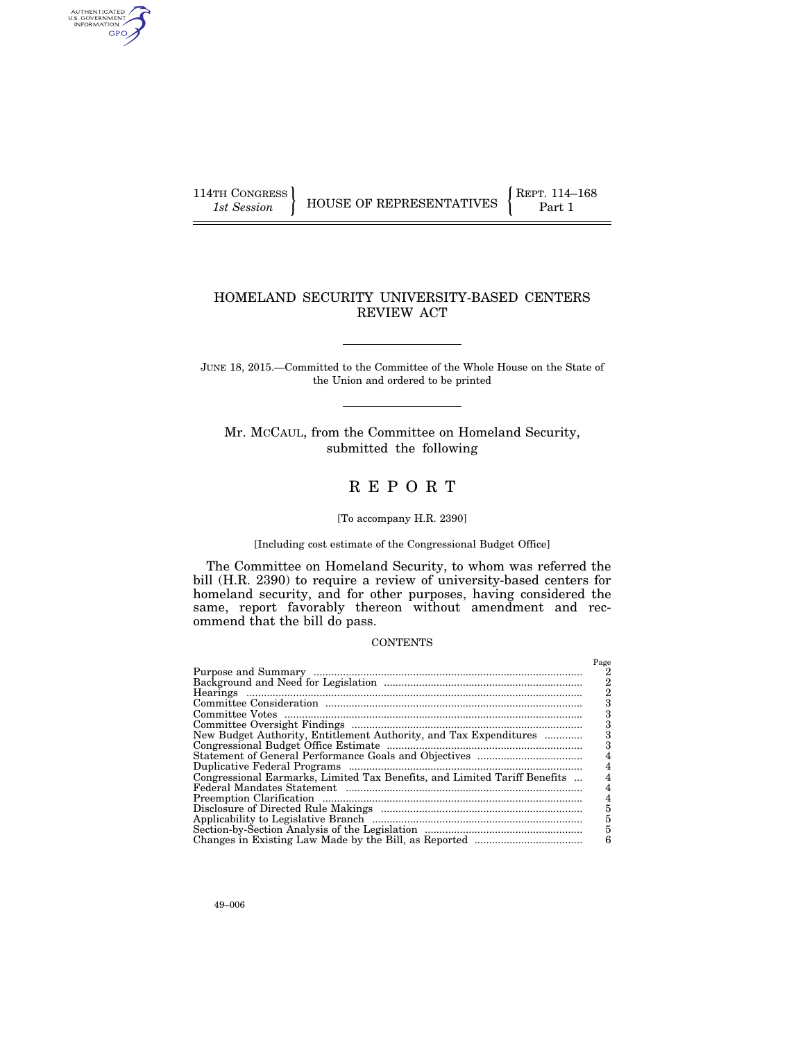114TH CONGRESS
*1st Session*

HOUSE OF REPRESENTATIVES

REPT. 114–168
Part 1

# HOMELAND SECURITY UNIVERSITY-BASED CENTERS REVIEW ACT

JUNE 18, 2015.—Committed to the Committee of the Whole House on the State of the Union and ordered to be printed

Mr. MCCAUL, from the Committee on Homeland Security, submitted the following

# R E P O R T

[To accompany H.R. 2390]

[Including cost estimate of the Congressional Budget Office]

The Committee on Homeland Security, to whom was referred the bill (H.R. 2390) to require a review of university-based centers for homeland security, and for other purposes, having considered the same, report favorably thereon without amendment and recommend that the bill do pass.

CONTENTS

| | Page |
|---|---|
| Purpose and Summary | 2 |
| Background and Need for Legislation | 2 |
| Hearings | 2 |
| Committee Consideration | 3 |
| Committee Votes | 3 |
| Committee Oversight Findings | 3 |
| New Budget Authority, Entitlement Authority, and Tax Expenditures | 3 |
| Congressional Budget Office Estimate | 3 |
| Statement of General Performance Goals and Objectives | 4 |
| Duplicative Federal Programs | 4 |
| Congressional Earmarks, Limited Tax Benefits, and Limited Tariff Benefits | 4 |
| Federal Mandates Statement | 4 |
| Preemption Clarification | 4 |
| Disclosure of Directed Rule Makings | 5 |
| Applicability to Legislative Branch | 5 |
| Section-by-Section Analysis of the Legislation | 5 |
| Changes in Existing Law Made by the Bill, as Reported | 6 |

49–006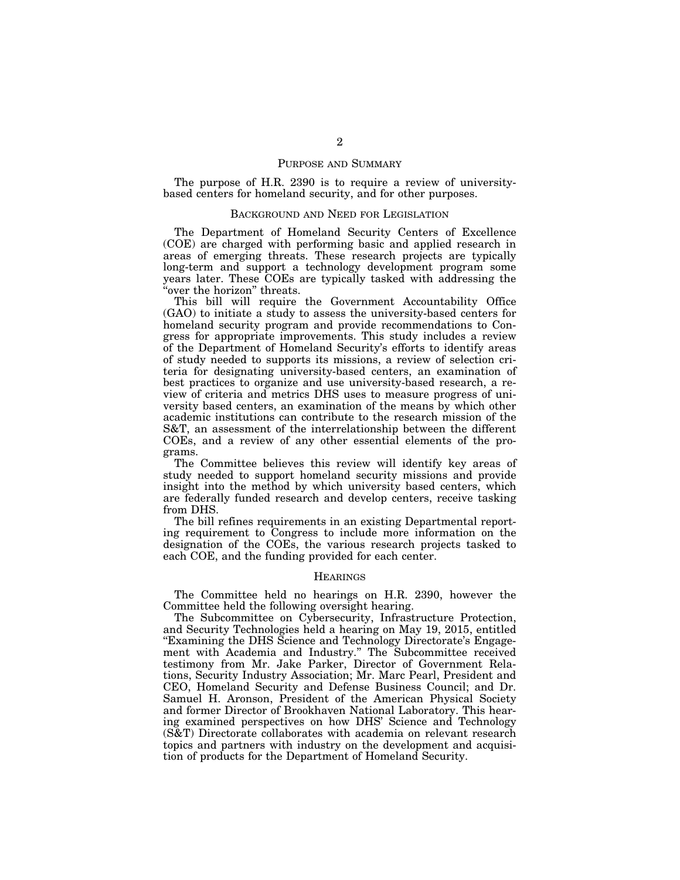## PURPOSE AND SUMMARY

The purpose of H.R. 2390 is to require a review of university-based centers for homeland security, and for other purposes.

## BACKGROUND AND NEED FOR LEGISLATION

The Department of Homeland Security Centers of Excellence (COE) are charged with performing basic and applied research in areas of emerging threats. These research projects are typically long-term and support a technology development program some years later. These COEs are typically tasked with addressing the "over the horizon" threats.

This bill will require the Government Accountability Office (GAO) to initiate a study to assess the university-based centers for homeland security program and provide recommendations to Congress for appropriate improvements. This study includes a review of the Department of Homeland Security's efforts to identify areas of study needed to supports its missions, a review of selection criteria for designating university-based centers, an examination of best practices to organize and use university-based research, a review of criteria and metrics DHS uses to measure progress of university based centers, an examination of the means by which other academic institutions can contribute to the research mission of the S&T, an assessment of the interrelationship between the different COEs, and a review of any other essential elements of the programs.

The Committee believes this review will identify key areas of study needed to support homeland security missions and provide insight into the method by which university based centers, which are federally funded research and develop centers, receive tasking from DHS.

The bill refines requirements in an existing Departmental reporting requirement to Congress to include more information on the designation of the COEs, the various research projects tasked to each COE, and the funding provided for each center.

## HEARINGS

The Committee held no hearings on H.R. 2390, however the Committee held the following oversight hearing.

The Subcommittee on Cybersecurity, Infrastructure Protection, and Security Technologies held a hearing on May 19, 2015, entitled "Examining the DHS Science and Technology Directorate's Engagement with Academia and Industry." The Subcommittee received testimony from Mr. Jake Parker, Director of Government Relations, Security Industry Association; Mr. Marc Pearl, President and CEO, Homeland Security and Defense Business Council; and Dr. Samuel H. Aronson, President of the American Physical Society and former Director of Brookhaven National Laboratory. This hearing examined perspectives on how DHS' Science and Technology (S&T) Directorate collaborates with academia on relevant research topics and partners with industry on the development and acquisition of products for the Department of Homeland Security.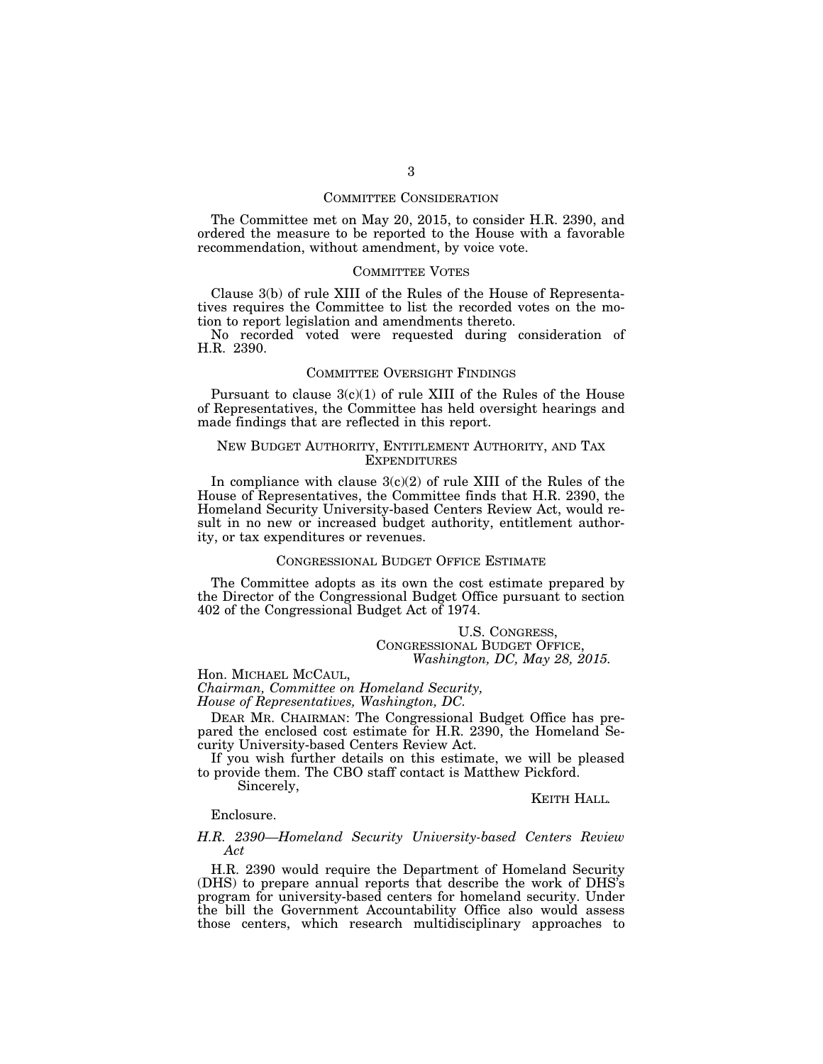## COMMITTEE CONSIDERATION

The Committee met on May 20, 2015, to consider H.R. 2390, and ordered the measure to be reported to the House with a favorable recommendation, without amendment, by voice vote.

## COMMITTEE VOTES

Clause 3(b) of rule XIII of the Rules of the House of Representatives requires the Committee to list the recorded votes on the motion to report legislation and amendments thereto.

No recorded voted were requested during consideration of H.R. 2390.

## COMMITTEE OVERSIGHT FINDINGS

Pursuant to clause 3(c)(1) of rule XIII of the Rules of the House of Representatives, the Committee has held oversight hearings and made findings that are reflected in this report.

## NEW BUDGET AUTHORITY, ENTITLEMENT AUTHORITY, AND TAX EXPENDITURES

In compliance with clause 3(c)(2) of rule XIII of the Rules of the House of Representatives, the Committee finds that H.R. 2390, the Homeland Security University-based Centers Review Act, would result in no new or increased budget authority, entitlement authority, or tax expenditures or revenues.

## CONGRESSIONAL BUDGET OFFICE ESTIMATE

The Committee adopts as its own the cost estimate prepared by the Director of the Congressional Budget Office pursuant to section 402 of the Congressional Budget Act of 1974.

U.S. CONGRESS,
CONGRESSIONAL BUDGET OFFICE,
*Washington, DC, May 28, 2015.*

Hon. MICHAEL MCCAUL,
*Chairman, Committee on Homeland Security,*
*House of Representatives, Washington, DC.*

DEAR MR. CHAIRMAN: The Congressional Budget Office has prepared the enclosed cost estimate for H.R. 2390, the Homeland Security University-based Centers Review Act.

If you wish further details on this estimate, we will be pleased to provide them. The CBO staff contact is Matthew Pickford.

Sincerely,

KEITH HALL.

Enclosure.

*H.R. 2390—Homeland Security University-based Centers Review Act*

H.R. 2390 would require the Department of Homeland Security (DHS) to prepare annual reports that describe the work of DHS's program for university-based centers for homeland security. Under the bill the Government Accountability Office also would assess those centers, which research multidisciplinary approaches to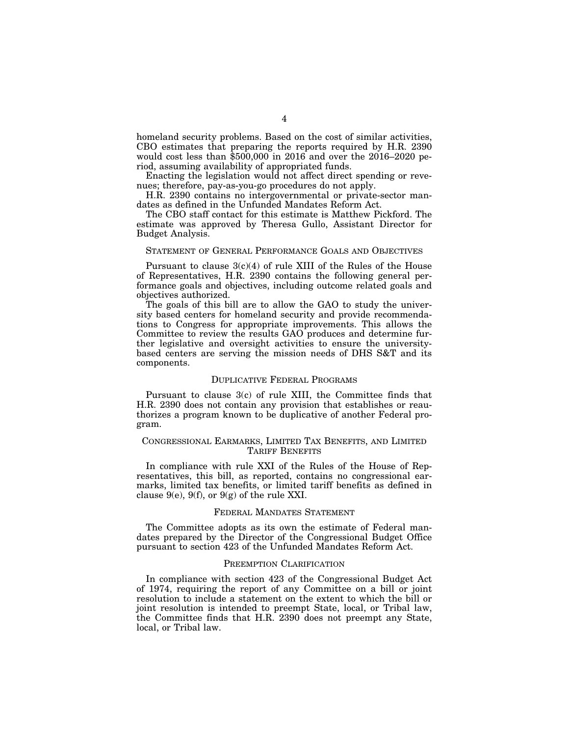homeland security problems. Based on the cost of similar activities, CBO estimates that preparing the reports required by H.R. 2390 would cost less than $500,000 in 2016 and over the 2016–2020 period, assuming availability of appropriated funds.

Enacting the legislation would not affect direct spending or revenues; therefore, pay-as-you-go procedures do not apply.

H.R. 2390 contains no intergovernmental or private-sector mandates as defined in the Unfunded Mandates Reform Act.

The CBO staff contact for this estimate is Matthew Pickford. The estimate was approved by Theresa Gullo, Assistant Director for Budget Analysis.

## STATEMENT OF GENERAL PERFORMANCE GOALS AND OBJECTIVES

Pursuant to clause 3(c)(4) of rule XIII of the Rules of the House of Representatives, H.R. 2390 contains the following general performance goals and objectives, including outcome related goals and objectives authorized.

The goals of this bill are to allow the GAO to study the university based centers for homeland security and provide recommendations to Congress for appropriate improvements. This allows the Committee to review the results GAO produces and determine further legislative and oversight activities to ensure the university-based centers are serving the mission needs of DHS S&T and its components.

## DUPLICATIVE FEDERAL PROGRAMS

Pursuant to clause 3(c) of rule XIII, the Committee finds that H.R. 2390 does not contain any provision that establishes or reauthorizes a program known to be duplicative of another Federal program.

## CONGRESSIONAL EARMARKS, LIMITED TAX BENEFITS, AND LIMITED TARIFF BENEFITS

In compliance with rule XXI of the Rules of the House of Representatives, this bill, as reported, contains no congressional earmarks, limited tax benefits, or limited tariff benefits as defined in clause 9(e), 9(f), or 9(g) of the rule XXI.

## FEDERAL MANDATES STATEMENT

The Committee adopts as its own the estimate of Federal mandates prepared by the Director of the Congressional Budget Office pursuant to section 423 of the Unfunded Mandates Reform Act.

## PREEMPTION CLARIFICATION

In compliance with section 423 of the Congressional Budget Act of 1974, requiring the report of any Committee on a bill or joint resolution to include a statement on the extent to which the bill or joint resolution is intended to preempt State, local, or Tribal law, the Committee finds that H.R. 2390 does not preempt any State, local, or Tribal law.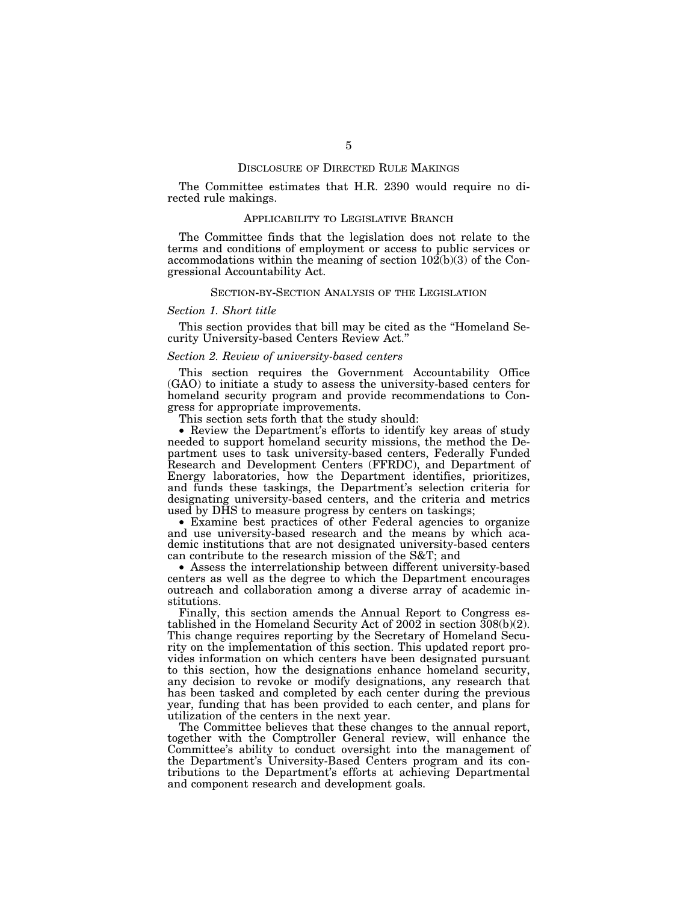## Disclosure of Directed Rule Makings

The Committee estimates that H.R. 2390 would require no directed rule makings.

## Applicability to Legislative Branch

The Committee finds that the legislation does not relate to the terms and conditions of employment or access to public services or accommodations within the meaning of section 102(b)(3) of the Congressional Accountability Act.

## Section-by-Section Analysis of the Legislation

### *Section 1. Short title*

This section provides that bill may be cited as the "Homeland Security University-based Centers Review Act."

### *Section 2. Review of university-based centers*

This section requires the Government Accountability Office (GAO) to initiate a study to assess the university-based centers for homeland security program and provide recommendations to Congress for appropriate improvements.

This section sets forth that the study should:

- Review the Department's efforts to identify key areas of study needed to support homeland security missions, the method the Department uses to task university-based centers, Federally Funded Research and Development Centers (FFRDC), and Department of Energy laboratories, how the Department identifies, prioritizes, and funds these taskings, the Department's selection criteria for designating university-based centers, and the criteria and metrics used by DHS to measure progress by centers on taskings;
- Examine best practices of other Federal agencies to organize and use university-based research and the means by which academic institutions that are not designated university-based centers can contribute to the research mission of the S&T; and
- Assess the interrelationship between different university-based centers as well as the degree to which the Department encourages outreach and collaboration among a diverse array of academic institutions.

Finally, this section amends the Annual Report to Congress established in the Homeland Security Act of 2002 in section 308(b)(2). This change requires reporting by the Secretary of Homeland Security on the implementation of this section. This updated report provides information on which centers have been designated pursuant to this section, how the designations enhance homeland security, any decision to revoke or modify designations, any research that has been tasked and completed by each center during the previous year, funding that has been provided to each center, and plans for utilization of the centers in the next year.

The Committee believes that these changes to the annual report, together with the Comptroller General review, will enhance the Committee's ability to conduct oversight into the management of the Department's University-Based Centers program and its contributions to the Department's efforts at achieving Departmental and component research and development goals.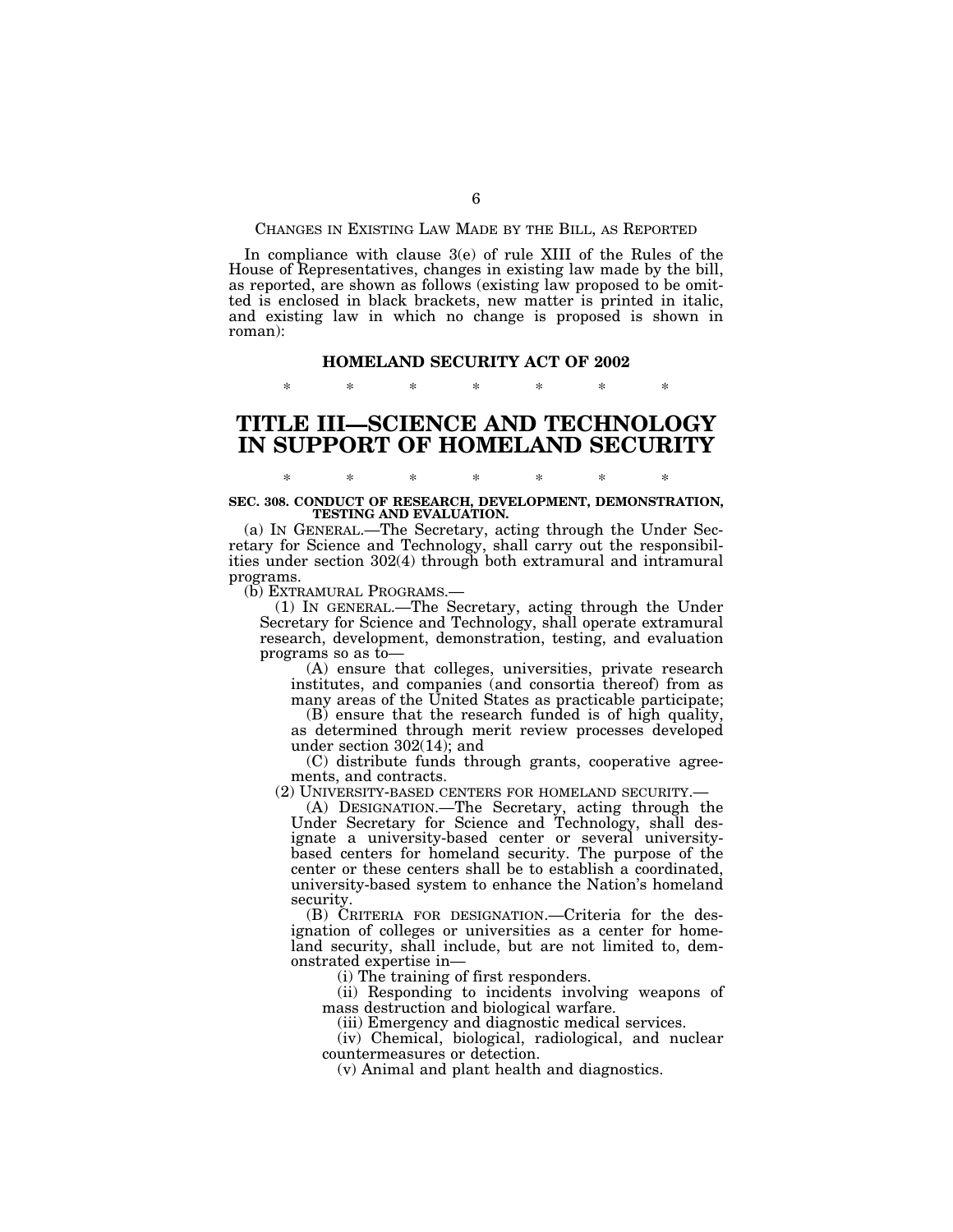CHANGES IN EXISTING LAW MADE BY THE BILL, AS REPORTED

In compliance with clause 3(e) of rule XIII of the Rules of the House of Representatives, changes in existing law made by the bill, as reported, are shown as follows (existing law proposed to be omitted is enclosed in black brackets, new matter is printed in italic, and existing law in which no change is proposed is shown in roman):

**HOMELAND SECURITY ACT OF 2002**

\* \* \* \* \* \* \*

# TITLE III—SCIENCE AND TECHNOLOGY IN SUPPORT OF HOMELAND SECURITY

\* \* \* \* \* \* \*

**SEC. 308. CONDUCT OF RESEARCH, DEVELOPMENT, DEMONSTRATION, TESTING AND EVALUATION.**

(a) IN GENERAL.—The Secretary, acting through the Under Secretary for Science and Technology, shall carry out the responsibilities under section 302(4) through both extramural and intramural programs.

(b) EXTRAMURAL PROGRAMS.—

(1) IN GENERAL.—The Secretary, acting through the Under Secretary for Science and Technology, shall operate extramural research, development, demonstration, testing, and evaluation programs so as to—

(A) ensure that colleges, universities, private research institutes, and companies (and consortia thereof) from as many areas of the United States as practicable participate;

(B) ensure that the research funded is of high quality, as determined through merit review processes developed under section 302(14); and

(C) distribute funds through grants, cooperative agreements, and contracts.

(2) UNIVERSITY-BASED CENTERS FOR HOMELAND SECURITY.—

(A) DESIGNATION.—The Secretary, acting through the Under Secretary for Science and Technology, shall designate a university-based center or several university-based centers for homeland security. The purpose of the center or these centers shall be to establish a coordinated, university-based system to enhance the Nation's homeland security.

(B) CRITERIA FOR DESIGNATION.—Criteria for the designation of colleges or universities as a center for homeland security, shall include, but are not limited to, demonstrated expertise in—

(i) The training of first responders.

(ii) Responding to incidents involving weapons of mass destruction and biological warfare.

(iii) Emergency and diagnostic medical services.

(iv) Chemical, biological, radiological, and nuclear countermeasures or detection.

(v) Animal and plant health and diagnostics.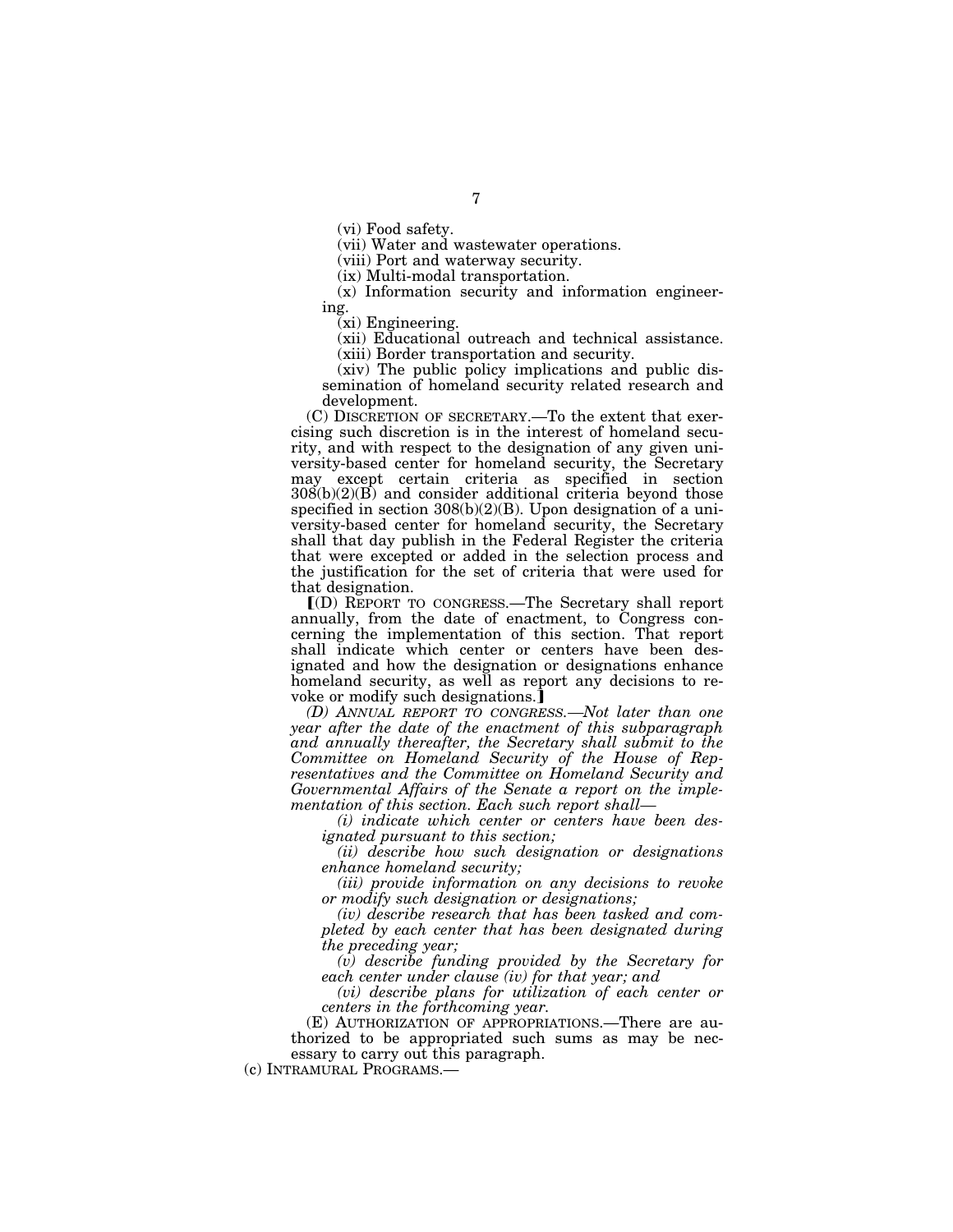(vi) Food safety.

(vii) Water and wastewater operations.

(viii) Port and waterway security.

(ix) Multi-modal transportation.

(x) Information security and information engineering.

(xi) Engineering.

(xii) Educational outreach and technical assistance.

(xiii) Border transportation and security.

(xiv) The public policy implications and public dissemination of homeland security related research and development.

(C) DISCRETION OF SECRETARY.—To the extent that exercising such discretion is in the interest of homeland security, and with respect to the designation of any given university-based center for homeland security, the Secretary may except certain criteria as specified in section 308(b)(2)(B) and consider additional criteria beyond those specified in section 308(b)(2)(B). Upon designation of a university-based center for homeland security, the Secretary shall that day publish in the Federal Register the criteria that were excepted or added in the selection process and the justification for the set of criteria that were used for that designation.

[(D) REPORT TO CONGRESS.—The Secretary shall report annually, from the date of enactment, to Congress concerning the implementation of this section. That report shall indicate which center or centers have been designated and how the designation or designations enhance homeland security, as well as report any decisions to revoke or modify such designations.]

*(D) ANNUAL REPORT TO CONGRESS.—Not later than one year after the date of the enactment of this subparagraph and annually thereafter, the Secretary shall submit to the Committee on Homeland Security of the House of Representatives and the Committee on Homeland Security and Governmental Affairs of the Senate a report on the implementation of this section. Each such report shall—*

*(i) indicate which center or centers have been designated pursuant to this section;*

*(ii) describe how such designation or designations enhance homeland security;*

*(iii) provide information on any decisions to revoke or modify such designation or designations;*

*(iv) describe research that has been tasked and completed by each center that has been designated during the preceding year;*

*(v) describe funding provided by the Secretary for each center under clause (iv) for that year; and*

*(vi) describe plans for utilization of each center or centers in the forthcoming year.*

(E) AUTHORIZATION OF APPROPRIATIONS.—There are authorized to be appropriated such sums as may be necessary to carry out this paragraph.

(c) INTRAMURAL PROGRAMS.—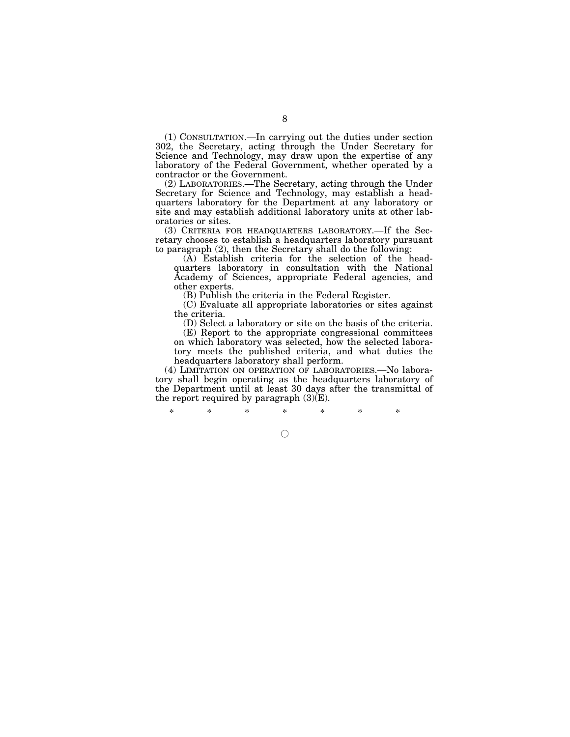(1) CONSULTATION.—In carrying out the duties under section 302, the Secretary, acting through the Under Secretary for Science and Technology, may draw upon the expertise of any laboratory of the Federal Government, whether operated by a contractor or the Government.

(2) LABORATORIES.—The Secretary, acting through the Under Secretary for Science and Technology, may establish a headquarters laboratory for the Department at any laboratory or site and may establish additional laboratory units at other laboratories or sites.

(3) CRITERIA FOR HEADQUARTERS LABORATORY.—If the Secretary chooses to establish a headquarters laboratory pursuant to paragraph (2), then the Secretary shall do the following:

(A) Establish criteria for the selection of the headquarters laboratory in consultation with the National Academy of Sciences, appropriate Federal agencies, and other experts.

(B) Publish the criteria in the Federal Register.

(C) Evaluate all appropriate laboratories or sites against the criteria.

(D) Select a laboratory or site on the basis of the criteria.

(E) Report to the appropriate congressional committees on which laboratory was selected, how the selected laboratory meets the published criteria, and what duties the headquarters laboratory shall perform.

(4) LIMITATION ON OPERATION OF LABORATORIES.—No laboratory shall begin operating as the headquarters laboratory of the Department until at least 30 days after the transmittal of the report required by paragraph (3)(E).

\* \* \* \* \* \* \*